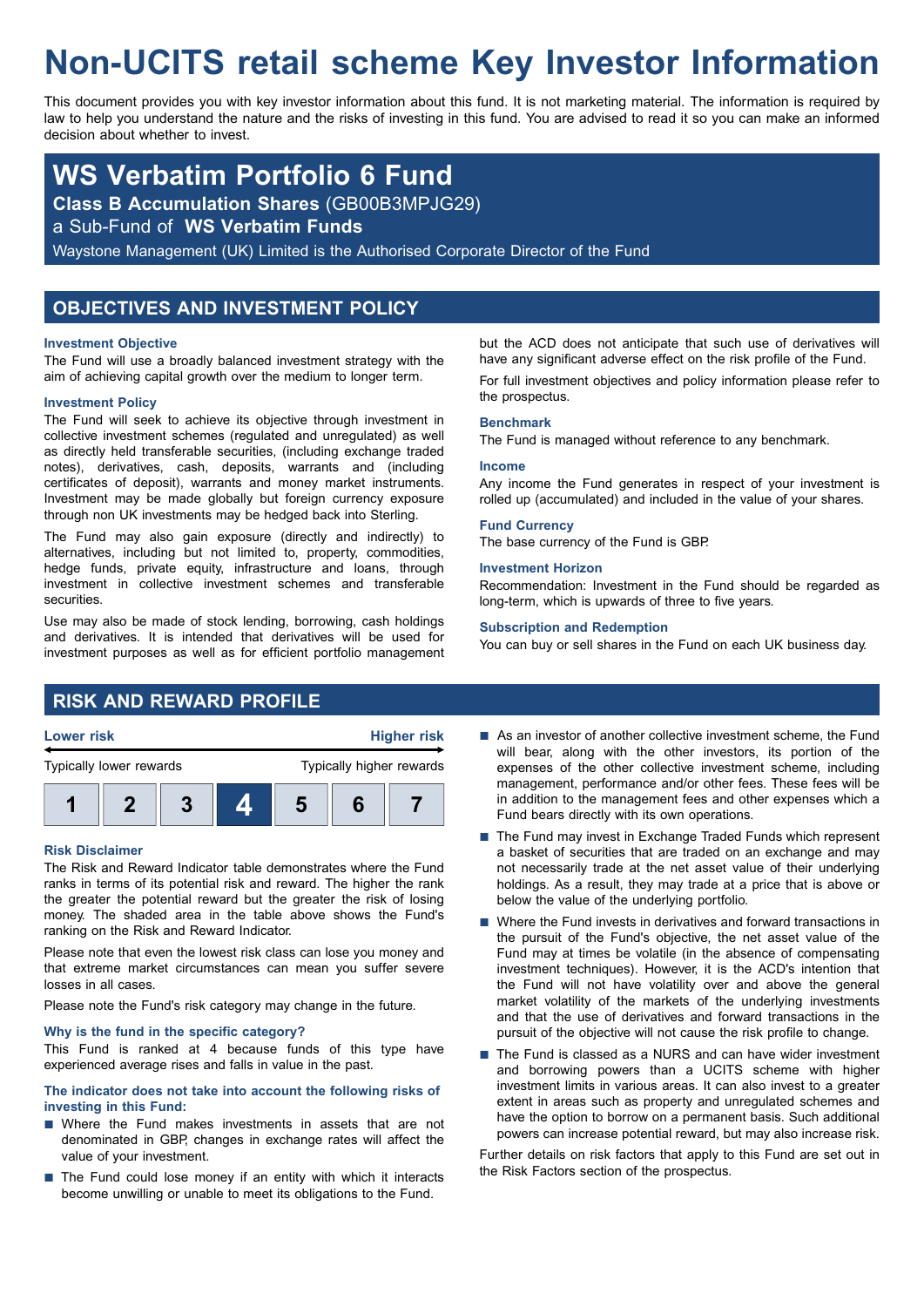# Non-UCITS retail scheme Key Investor Information

This document provides you with key investor information about this fund. It is not marketing material. The information is required by law to help you understand the nature and the risks of investing in this fund. You are advised to read it so you can make an informed decision about whether to invest.

## WS Verbatim Portfolio 6 Fund

**Class B Accumulation Shares** (GB00B3MPJG29)

a Sub-Fund of **WS Verbatim Funds**

Waystone Management (UK) Limited is the Authorised Corporate Director of the Fund

## OBJECTIVES AND INVESTMENT POLICY

### Investment Objective

The Fund will use a broadly balanced investment strategy with the aim of achieving capital growth over the medium to longer term.

### Investment Policy

The Fund will seek to achieve its objective through investment in collective investment schemes (regulated and unregulated) as well as directly held transferable securities, (including exchange traded notes), derivatives, cash, deposits, warrants and (including certificates of deposit), warrants and money market instruments. Investment may be made globally but foreign currency exposure through non UK investments may be hedged back into Sterling.

The Fund may also gain exposure (directly and indirectly) to alternatives, including but not limited to, property, commodities, hedge funds, private equity, infrastructure and loans, through investment in collective investment schemes and transferable securities.

Use may also be made of stock lending, borrowing, cash holdings and derivatives. It is intended that derivatives will be used for investment purposes as well as for efficient portfolio management but the ACD does not anticipate that such use of derivatives will have any significant adverse effect on the risk profile of the Fund.

For full investment objectives and policy information please refer to the prospectus.

### Benchmark

The Fund is managed without reference to any benchmark.

### Income

Any income the Fund generates in respect of your investment is rolled up (accumulated) and included in the value of your shares.

### Fund Currency

The base currency of the Fund is GBP.

### Investment Horizon

Recommendation: Investment in the Fund should be regarded as long-term, which is upwards of three to five years.

### Subscription and Redemption

You can buy or sell shares in the Fund on each UK business day.

## RISK AND REWARD PROFILE

| Lower risk | | | | | | Higher risk |
|---|---|---|---|---|---|---|
| Typically lower rewards | | | | | | Typically higher rewards |
| 1 | 2 | 3 | **4** | 5 | 6 | 7 |

### Risk Disclaimer

The Risk and Reward Indicator table demonstrates where the Fund ranks in terms of its potential risk and reward. The higher the rank the greater the potential reward but the greater the risk of losing money. The shaded area in the table above shows the Fund's ranking on the Risk and Reward Indicator.

Please note that even the lowest risk class can lose you money and that extreme market circumstances can mean you suffer severe losses in all cases.

Please note the Fund's risk category may change in the future.

### Why is the fund in the specific category?

This Fund is ranked at 4 because funds of this type have experienced average rises and falls in value in the past.

### The indicator does not take into account the following risks of investing in this Fund:

- Where the Fund makes investments in assets that are not denominated in GBP, changes in exchange rates will affect the value of your investment.
- The Fund could lose money if an entity with which it interacts become unwilling or unable to meet its obligations to the Fund.
- As an investor of another collective investment scheme, the Fund will bear, along with the other investors, its portion of the expenses of the other collective investment scheme, including management, performance and/or other fees. These fees will be in addition to the management fees and other expenses which a Fund bears directly with its own operations.
- The Fund may invest in Exchange Traded Funds which represent a basket of securities that are traded on an exchange and may not necessarily trade at the net asset value of their underlying holdings. As a result, they may trade at a price that is above or below the value of the underlying portfolio.
- Where the Fund invests in derivatives and forward transactions in the pursuit of the Fund's objective, the net asset value of the Fund may at times be volatile (in the absence of compensating investment techniques). However, it is the ACD's intention that the Fund will not have volatility over and above the general market volatility of the markets of the underlying investments and that the use of derivatives and forward transactions in the pursuit of the objective will not cause the risk profile to change.
- The Fund is classed as a NURS and can have wider investment and borrowing powers than a UCITS scheme with higher investment limits in various areas. It can also invest to a greater extent in areas such as property and unregulated schemes and have the option to borrow on a permanent basis. Such additional powers can increase potential reward, but may also increase risk.

Further details on risk factors that apply to this Fund are set out in the Risk Factors section of the prospectus.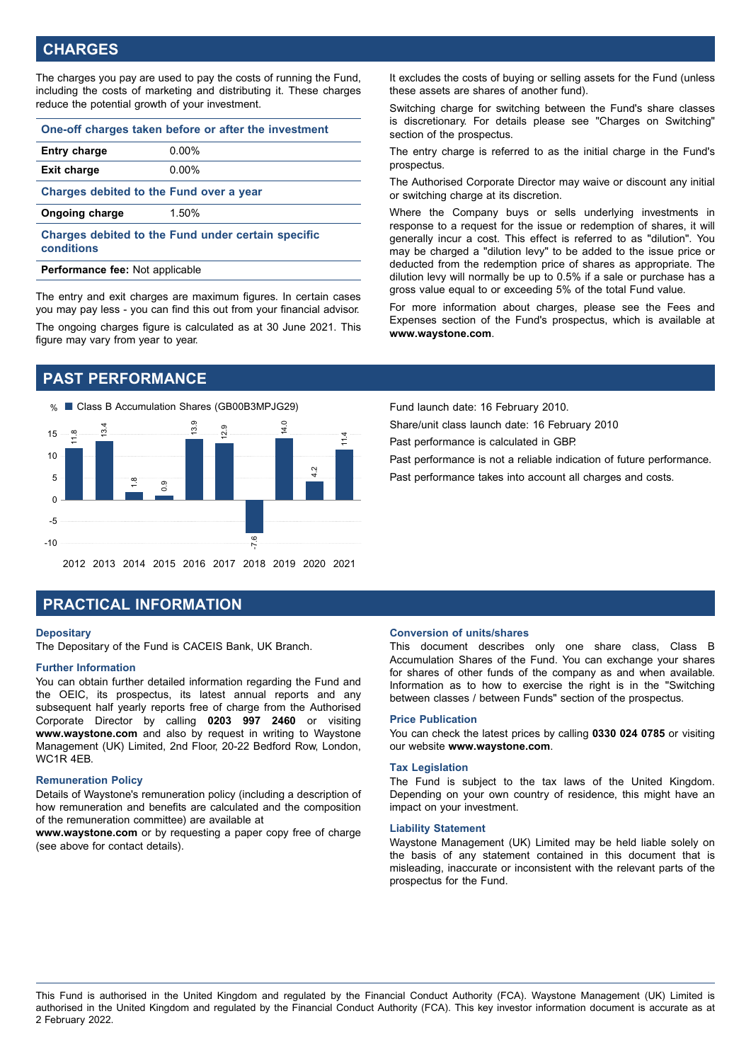## CHARGES

The charges you pay are used to pay the costs of running the Fund, including the costs of marketing and distributing it. These charges reduce the potential growth of your investment.

| | |
|---|---|
| **One-off charges taken before or after the investment** | |
| **Entry charge** | 0.00% |
| **Exit charge** | 0.00% |
| **Charges debited to the Fund over a year** | |
| **Ongoing charge** | 1.50% |
| **Charges debited to the Fund under certain specific conditions** | |
| **Performance fee:** Not applicable | |

The entry and exit charges are maximum figures. In certain cases you may pay less - you can find this out from your financial advisor.

The ongoing charges figure is calculated as at 30 June 2021. This figure may vary from year to year.

It excludes the costs of buying or selling assets for the Fund (unless these assets are shares of another fund).

Switching charge for switching between the Fund's share classes is discretionary. For details please see "Charges on Switching" section of the prospectus.

The entry charge is referred to as the initial charge in the Fund's prospectus.

The Authorised Corporate Director may waive or discount any initial or switching charge at its discretion.

Where the Company buys or sells underlying investments in response to a request for the issue or redemption of shares, it will generally incur a cost. This effect is referred to as "dilution". You may be charged a "dilution levy" to be added to the issue price or deducted from the redemption price of shares as appropriate. The dilution levy will normally be up to 0.5% if a sale or purchase has a gross value equal to or exceeding 5% of the total Fund value.

For more information about charges, please see the Fees and Expenses section of the Fund's prospectus, which is available at **www.waystone.com**.

## PAST PERFORMANCE

% Class B Accumulation Shares (GB00B3MPJG29)

15
10
5
0
-5
-10

11.8 13.4 1.8 0.9 13.9 12.9 -7.6 14.0 4.2 11.4

2012 2013 2014 2015 2016 2017 2018 2019 2020 2021

Fund launch date: 16 February 2010.

Share/unit class launch date: 16 February 2010

Past performance is calculated in GBP.

Past performance is not a reliable indication of future performance.

Past performance takes into account all charges and costs.

## PRACTICAL INFORMATION

### Depositary

The Depositary of the Fund is CACEIS Bank, UK Branch.

### Further Information

You can obtain further detailed information regarding the Fund and the OEIC, its prospectus, its latest annual reports and any subsequent half yearly reports free of charge from the Authorised Corporate Director by calling **0203 997 2460** or visiting **www.waystone.com** and also by request in writing to Waystone Management (UK) Limited, 2nd Floor, 20-22 Bedford Row, London, WC1R 4EB.

### Remuneration Policy

Details of Waystone's remuneration policy (including a description of how remuneration and benefits are calculated and the composition of the remuneration committee) are available at **www.waystone.com** or by requesting a paper copy free of charge (see above for contact details).

### Conversion of units/shares

This document describes only one share class, Class B Accumulation Shares of the Fund. You can exchange your shares for shares of other funds of the company as and when available. Information as to how to exercise the right is in the "Switching between classes / between Funds" section of the prospectus.

### Price Publication

You can check the latest prices by calling **0330 024 0785** or visiting our website **www.waystone.com**.

### Tax Legislation

The Fund is subject to the tax laws of the United Kingdom. Depending on your own country of residence, this might have an impact on your investment.

### Liability Statement

Waystone Management (UK) Limited may be held liable solely on the basis of any statement contained in this document that is misleading, inaccurate or inconsistent with the relevant parts of the prospectus for the Fund.

This Fund is authorised in the United Kingdom and regulated by the Financial Conduct Authority (FCA). Waystone Management (UK) Limited is authorised in the United Kingdom and regulated by the Financial Conduct Authority (FCA). This key investor information document is accurate as at 2 February 2022.